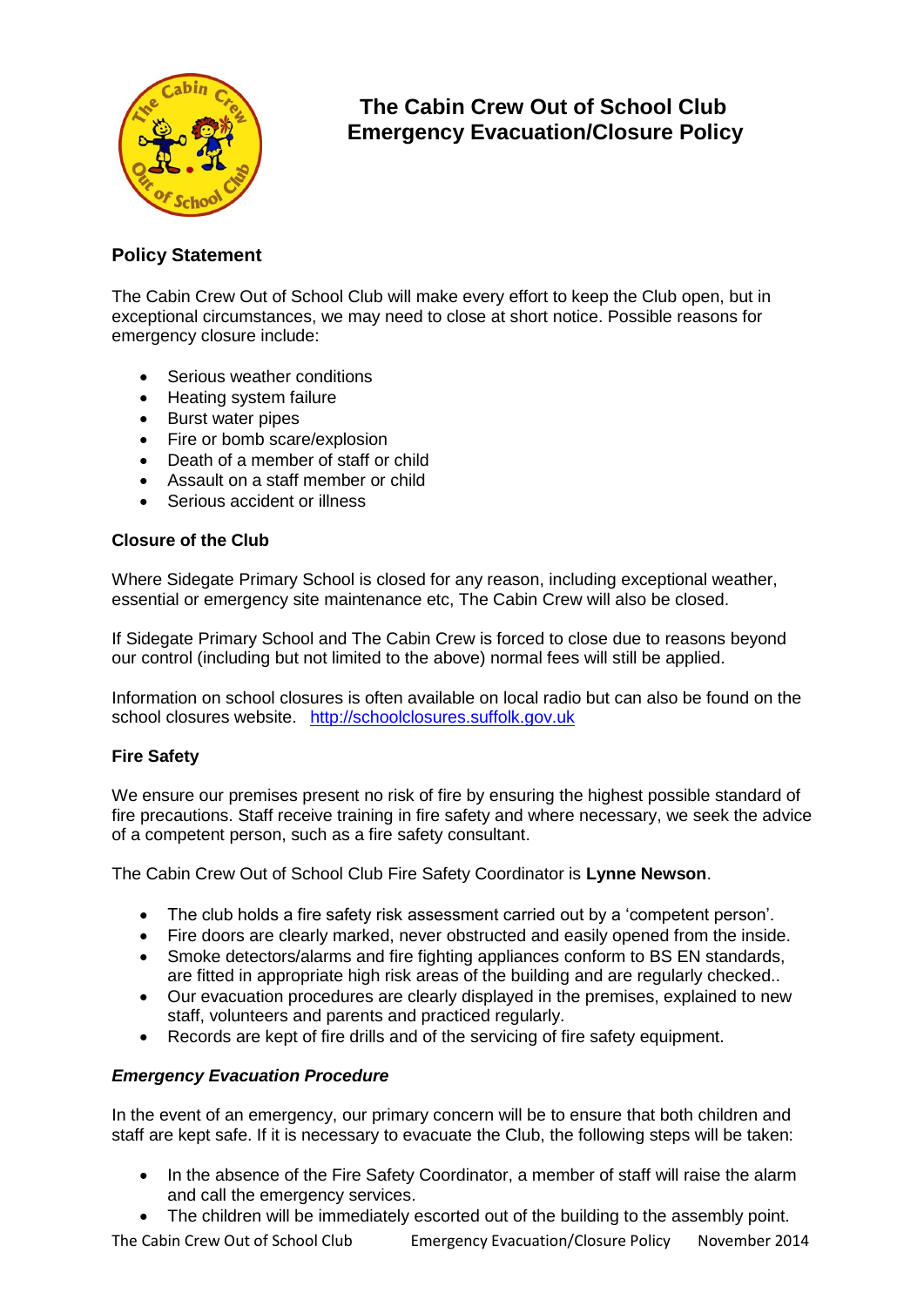# The Cabin Crew Out of School Club Emergency Evacuation/Closure Policy

## Policy Statement

The Cabin Crew Out of School Club will make every effort to keep the Club open, but in exceptional circumstances, we may need to close at short notice. Possible reasons for emergency closure include:

- Serious weather conditions
- Heating system failure
- Burst water pipes
- Fire or bomb scare/explosion
- Death of a member of staff or child
- Assault on a staff member or child
- Serious accident or illness

### Closure of the Club

Where Sidegate Primary School is closed for any reason, including exceptional weather, essential or emergency site maintenance etc, The Cabin Crew will also be closed.

If Sidegate Primary School and The Cabin Crew is forced to close due to reasons beyond our control (including but not limited to the above) normal fees will still be applied.

Information on school closures is often available on local radio but can also be found on the school closures website. http://schoolclosures.suffolk.gov.uk

### Fire Safety

We ensure our premises present no risk of fire by ensuring the highest possible standard of fire precautions. Staff receive training in fire safety and where necessary, we seek the advice of a competent person, such as a fire safety consultant.

The Cabin Crew Out of School Club Fire Safety Coordinator is **Lynne Newson**.

- The club holds a fire safety risk assessment carried out by a 'competent person'.
- Fire doors are clearly marked, never obstructed and easily opened from the inside.
- Smoke detectors/alarms and fire fighting appliances conform to BS EN standards, are fitted in appropriate high risk areas of the building and are regularly checked..
- Our evacuation procedures are clearly displayed in the premises, explained to new staff, volunteers and parents and practiced regularly.
- Records are kept of fire drills and of the servicing of fire safety equipment.

#### *Emergency Evacuation Procedure*

In the event of an emergency, our primary concern will be to ensure that both children and staff are kept safe. If it is necessary to evacuate the Club, the following steps will be taken:

- In the absence of the Fire Safety Coordinator, a member of staff will raise the alarm and call the emergency services.
- The children will be immediately escorted out of the building to the assembly point.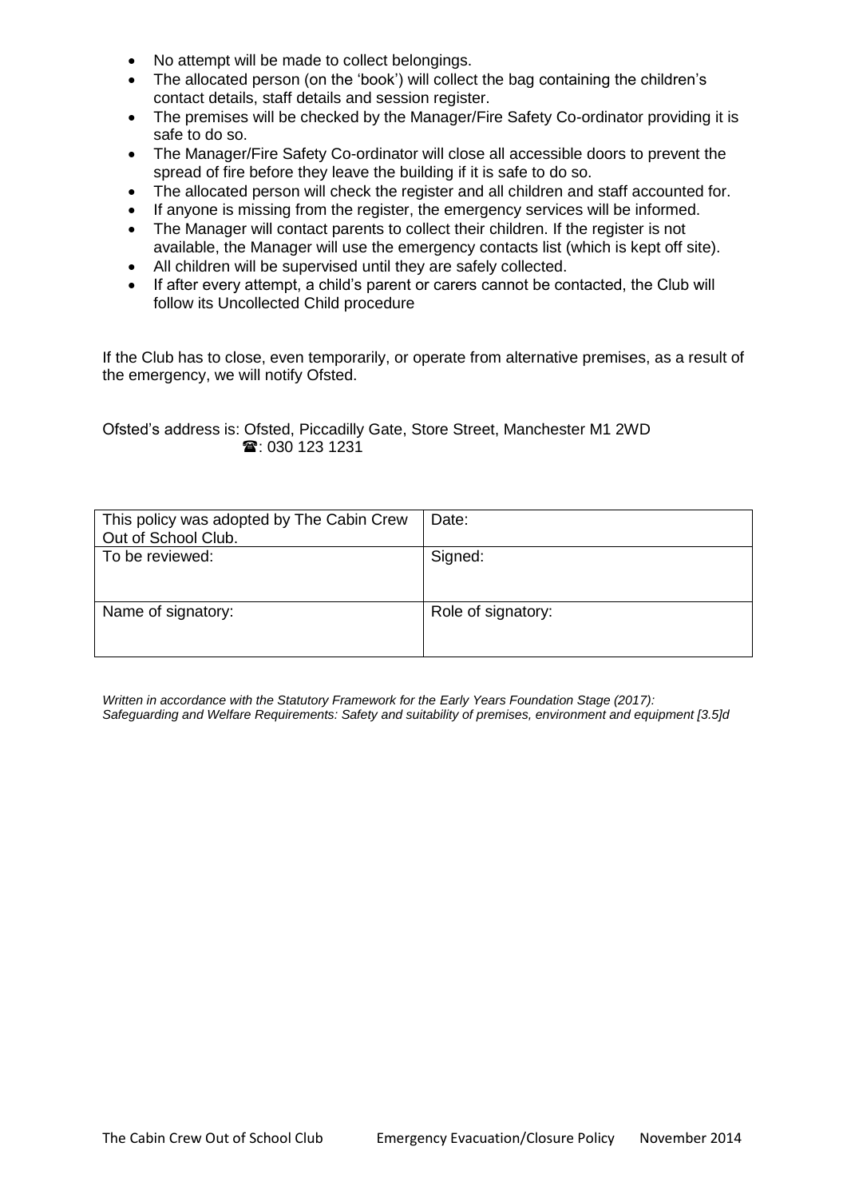- No attempt will be made to collect belongings.
- The allocated person (on the 'book') will collect the bag containing the children's contact details, staff details and session register.
- The premises will be checked by the Manager/Fire Safety Co-ordinator providing it is safe to do so.
- The Manager/Fire Safety Co-ordinator will close all accessible doors to prevent the spread of fire before they leave the building if it is safe to do so.
- The allocated person will check the register and all children and staff accounted for.
- If anyone is missing from the register, the emergency services will be informed.
- The Manager will contact parents to collect their children. If the register is not available, the Manager will use the emergency contacts list (which is kept off site).
- All children will be supervised until they are safely collected.
- If after every attempt, a child's parent or carers cannot be contacted, the Club will follow its Uncollected Child procedure

If the Club has to close, even temporarily, or operate from alternative premises, as a result of the emergency, we will notify Ofsted.

Ofsted's address is: Ofsted, Piccadilly Gate, Store Street, Manchester M1 2WD
☎: 030 123 1231

| This policy was adopted by The Cabin Crew Out of School Club. | Date: |
| --- | --- |
| To be reviewed: | Signed: |
| Name of signatory: | Role of signatory: |

*Written in accordance with the Statutory Framework for the Early Years Foundation Stage (2017): Safeguarding and Welfare Requirements: Safety and suitability of premises, environment and equipment [3.5]d*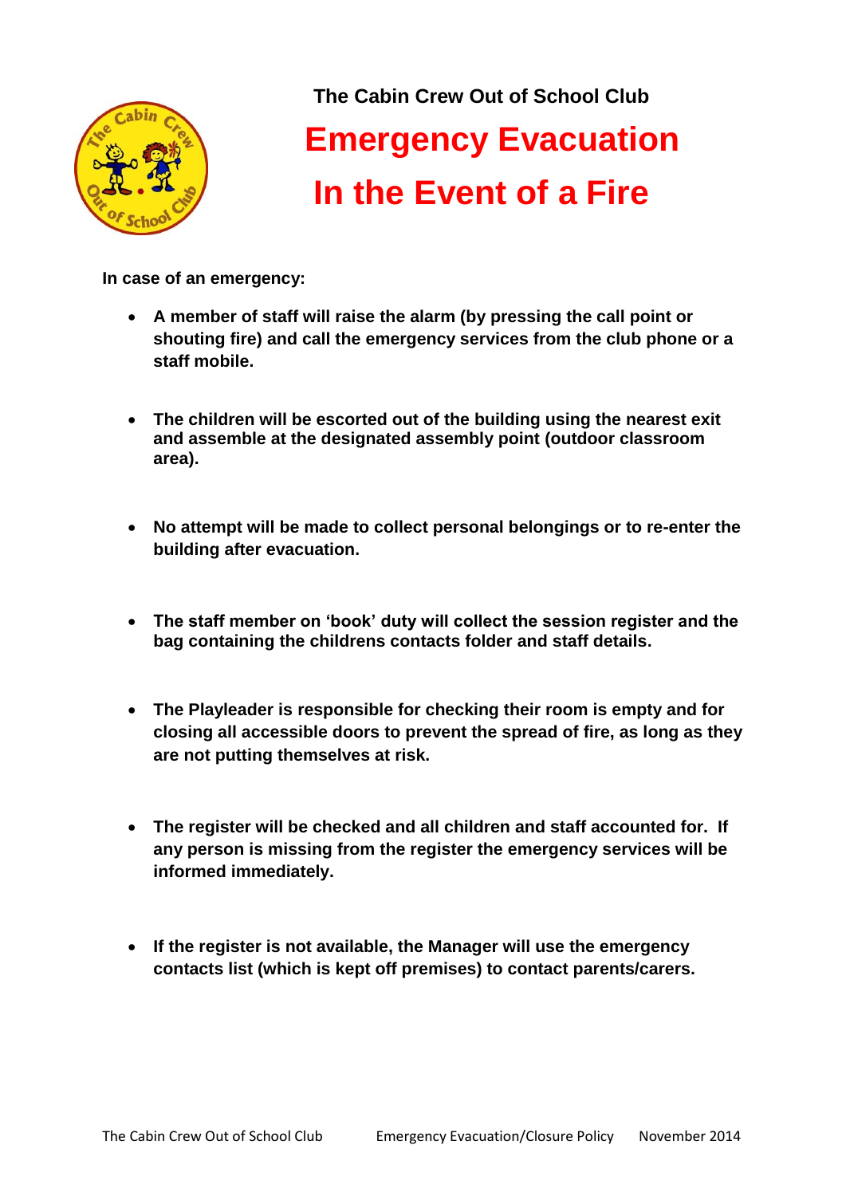**The Cabin Crew Out of School Club**

# Emergency Evacuation In the Event of a Fire

**In case of an emergency:**

- **A member of staff will raise the alarm (by pressing the call point or shouting fire) and call the emergency services from the club phone or a staff mobile.**
- **The children will be escorted out of the building using the nearest exit and assemble at the designated assembly point (outdoor classroom area).**
- **No attempt will be made to collect personal belongings or to re-enter the building after evacuation.**
- **The staff member on 'book' duty will collect the session register and the bag containing the childrens contacts folder and staff details.**
- **The Playleader is responsible for checking their room is empty and for closing all accessible doors to prevent the spread of fire, as long as they are not putting themselves at risk.**
- **The register will be checked and all children and staff accounted for. If any person is missing from the register the emergency services will be informed immediately.**
- **If the register is not available, the Manager will use the emergency contacts list (which is kept off premises) to contact parents/carers.**